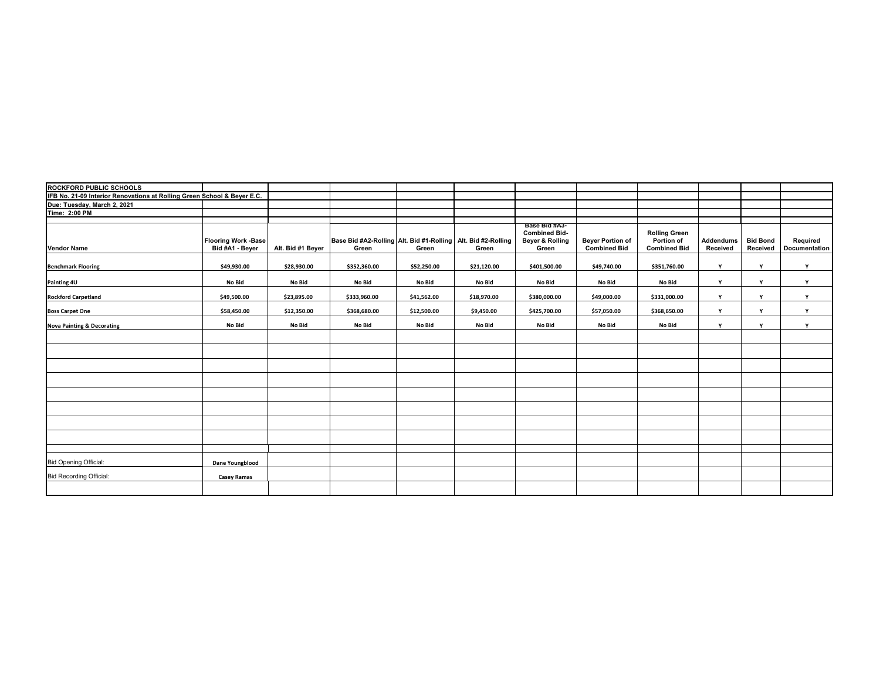**ROCKFORD PUBLIC SCHOOLS**
**IFB No. 21-09 Interior Renovations at Rolling Green School & Beyer E.C.**
**Due: Tuesday, March 2, 2021**
**Time: 2:00 PM**

| Vendor Name | Flooring Work -Base Bid #A1 - Beyer | Alt. Bid #1 Beyer | Base Bid #A2-Rolling Green | Alt. Bid #1-Rolling Green | Alt. Bid #2-Rolling Green | Base Bid #A3-Combined Bid-Beyer & Rolling Green | Beyer Portion of Combined Bid | Rolling Green Portion of Combined Bid | Addendums Received | Bid Bond Received | Required Documentation |
|---|---|---|---|---|---|---|---|---|---|---|---|
| Benchmark Flooring | $49,930.00 | $28,930.00 | $352,360.00 | $52,250.00 | $21,120.00 | $401,500.00 | $49,740.00 | $351,760.00 | Y | Y | Y |
| Painting 4U | No Bid | No Bid | No Bid | No Bid | No Bid | No Bid | No Bid | No Bid | Y | Y | Y |
| Rockford Carpetland | $49,500.00 | $23,895.00 | $333,960.00 | $41,562.00 | $18,970.00 | $380,000.00 | $49,000.00 | $331,000.00 | Y | Y | Y |
| Boss Carpet One | $58,450.00 | $12,350.00 | $368,680.00 | $12,500.00 | $9,450.00 | $425,700.00 | $57,050.00 | $368,650.00 | Y | Y | Y |
| Nova Painting & Decorating | No Bid | No Bid | No Bid | No Bid | No Bid | No Bid | No Bid | No Bid | Y | Y | Y |

Bid Opening Official: Dane Youngblood

Bid Recording Official: Casey Ramas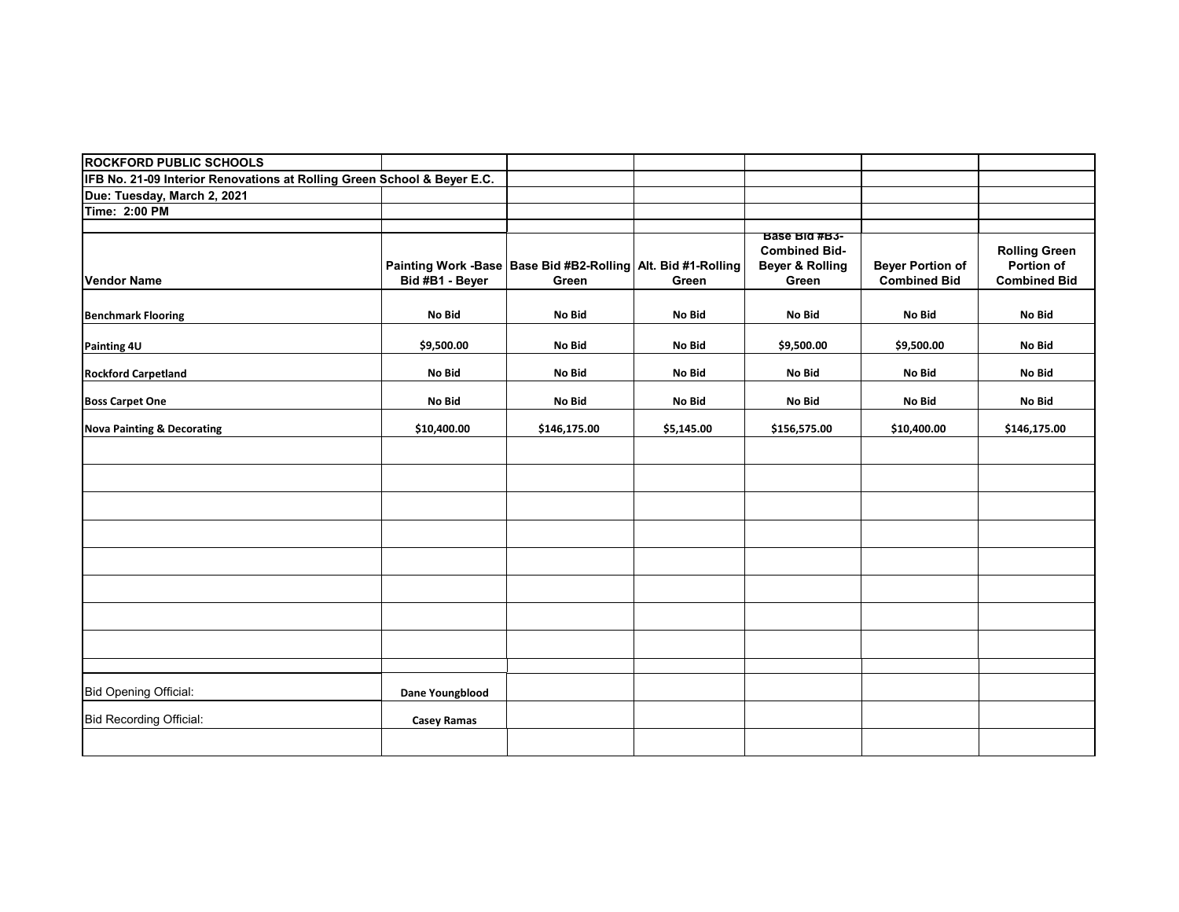| ROCKFORD PUBLIC SCHOOLS | | | | | | |
|---|---|---|---|---|---|---|
| IFB No. 21-09 Interior Renovations at Rolling Green School & Beyer E.C. | | | | | | |
| Due: Tuesday, March 2, 2021 | | | | | | |
| Time: 2:00 PM | | | | | | |
| | | | | | | |
| **Vendor Name** | **Painting Work -Base Bid #B1 - Beyer** | **Base Bid #B2-Rolling Green** | **Alt. Bid #1-Rolling Green** | **Base Bid #B3-Combined Bid-Beyer & Rolling Green** | **Beyer Portion of Combined Bid** | **Rolling Green Portion of Combined Bid** |
| **Benchmark Flooring** | **No Bid** | **No Bid** | **No Bid** | **No Bid** | **No Bid** | **No Bid** |
| **Painting 4U** | **$9,500.00** | **No Bid** | **No Bid** | **$9,500.00** | **$9,500.00** | **No Bid** |
| **Rockford Carpetland** | **No Bid** | **No Bid** | **No Bid** | **No Bid** | **No Bid** | **No Bid** |
| **Boss Carpet One** | **No Bid** | **No Bid** | **No Bid** | **No Bid** | **No Bid** | **No Bid** |
| **Nova Painting & Decorating** | **$10,400.00** | **$146,175.00** | **$5,145.00** | **$156,575.00** | **$10,400.00** | **$146,175.00** |
| | | | | | | |
| | | | | | | |
| | | | | | | |
| | | | | | | |
| | | | | | | |
| | | | | | | |
| | | | | | | |
| | | | | | | |
| | | | | | | |
| Bid Opening Official: | **Dane Youngblood** | | | | | |
| Bid Recording Official: | **Casey Ramas** | | | | | |
| | | | | | | |